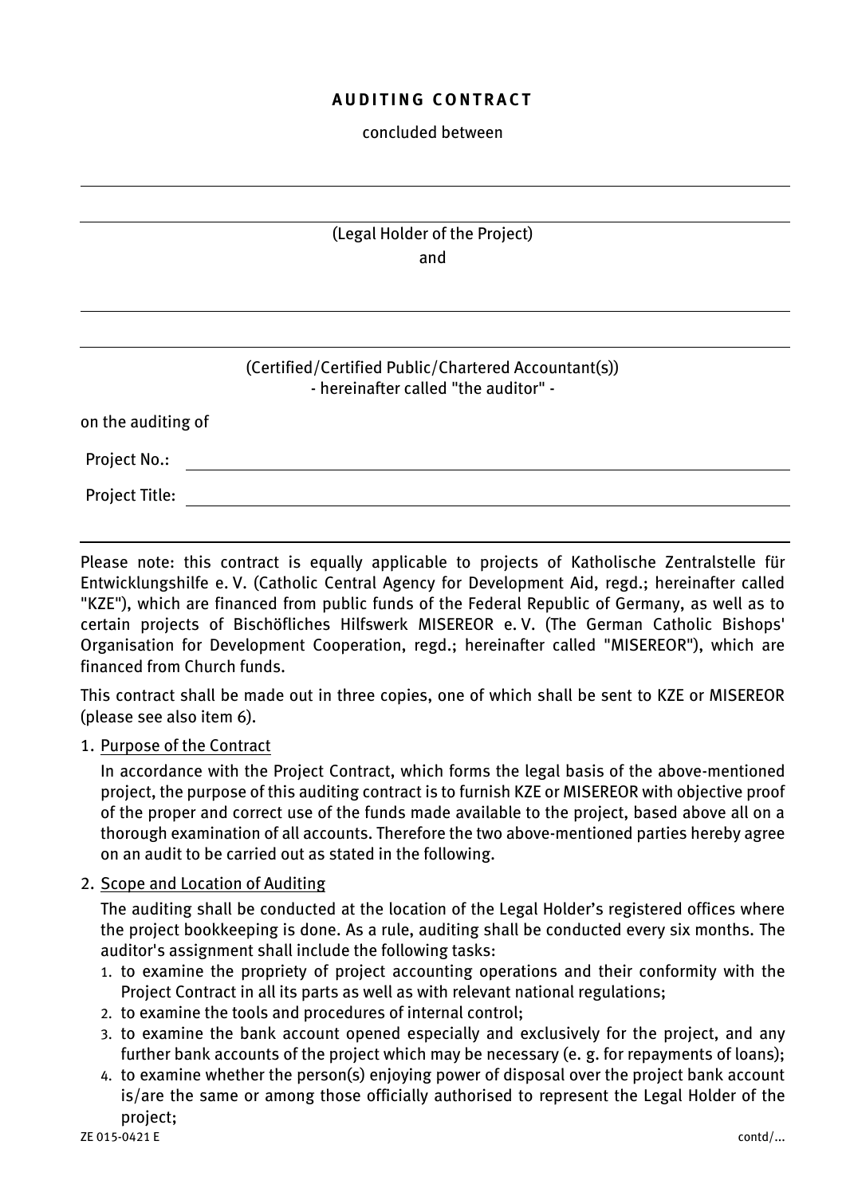# AUDITING CONTRACT

concluded between

\_\_\_\_\_\_\_\_\_\_\_\_\_\_\_\_\_\_\_\_\_\_\_\_\_\_\_\_\_\_\_\_\_\_\_\_\_\_\_\_

\_\_\_\_\_\_\_\_\_\_\_\_\_\_\_\_\_\_\_\_\_\_\_\_\_\_\_\_\_\_\_\_\_\_\_\_\_\_\_\_

(Legal Holder of the Project)

and

\_\_\_\_\_\_\_\_\_\_\_\_\_\_\_\_\_\_\_\_\_\_\_\_\_\_\_\_\_\_\_\_\_\_\_\_\_\_\_\_

\_\_\_\_\_\_\_\_\_\_\_\_\_\_\_\_\_\_\_\_\_\_\_\_\_\_\_\_\_\_\_\_\_\_\_\_\_\_\_\_

(Certified/Certified Public/Chartered Accountant(s))
- hereinafter called "the auditor" -

on the auditing of

Project No.: \_\_\_\_\_\_\_\_\_\_\_\_\_\_\_\_\_\_\_\_\_\_\_\_\_\_\_\_\_\_\_\_\_\_\_\_\_\_\_\_

Project Title: \_\_\_\_\_\_\_\_\_\_\_\_\_\_\_\_\_\_\_\_\_\_\_\_\_\_\_\_\_\_\_\_\_\_\_\_\_\_\_\_

---

Please note: this contract is equally applicable to projects of Katholische Zentralstelle für Entwicklungshilfe e. V. (Catholic Central Agency for Development Aid, regd.; hereinafter called "KZE"), which are financed from public funds of the Federal Republic of Germany, as well as to certain projects of Bischöfliches Hilfswerk MISEREOR e. V. (The German Catholic Bishops' Organisation for Development Cooperation, regd.; hereinafter called "MISEREOR"), which are financed from Church funds.

This contract shall be made out in three copies, one of which shall be sent to KZE or MISEREOR (please see also item 6).

1. <u>Purpose of the Contract</u>

   In accordance with the Project Contract, which forms the legal basis of the above-mentioned project, the purpose of this auditing contract is to furnish KZE or MISEREOR with objective proof of the proper and correct use of the funds made available to the project, based above all on a thorough examination of all accounts. Therefore the two above-mentioned parties hereby agree on an audit to be carried out as stated in the following.

2. <u>Scope and Location of Auditing</u>

   The auditing shall be conducted at the location of the Legal Holder's registered offices where the project bookkeeping is done. As a rule, auditing shall be conducted every six months. The auditor's assignment shall include the following tasks:

   1. to examine the propriety of project accounting operations and their conformity with the Project Contract in all its parts as well as with relevant national regulations;
   2. to examine the tools and procedures of internal control;
   3. to examine the bank account opened especially and exclusively for the project, and any further bank accounts of the project which may be necessary (e. g. for repayments of loans);
   4. to examine whether the person(s) enjoying power of disposal over the project bank account is/are the same or among those officially authorised to represent the Legal Holder of the project;

ZE 015-0421 E

contd/...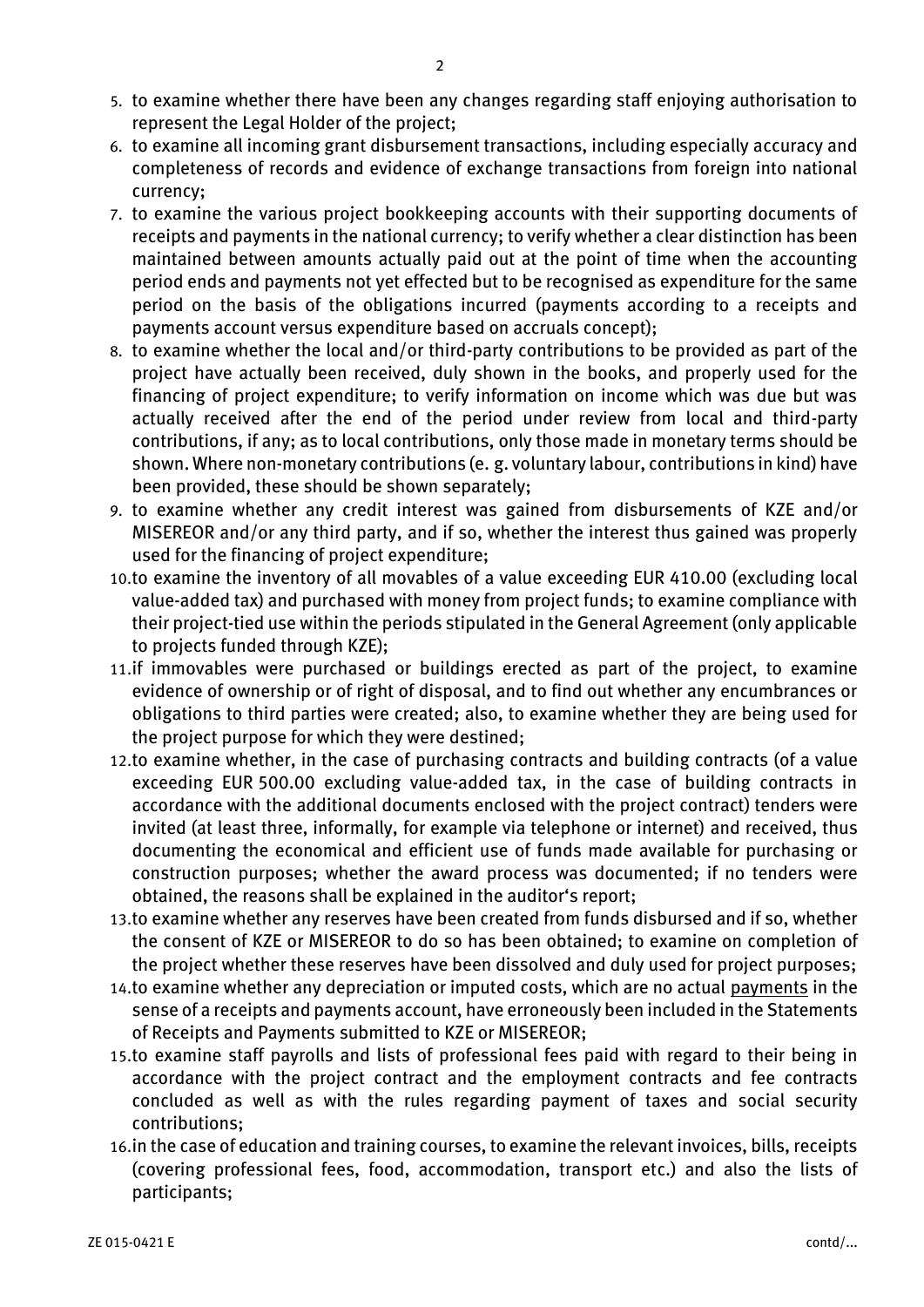5. to examine whether there have been any changes regarding staff enjoying authorisation to represent the Legal Holder of the project;
6. to examine all incoming grant disbursement transactions, including especially accuracy and completeness of records and evidence of exchange transactions from foreign into national currency;
7. to examine the various project bookkeeping accounts with their supporting documents of receipts and payments in the national currency; to verify whether a clear distinction has been maintained between amounts actually paid out at the point of time when the accounting period ends and payments not yet effected but to be recognised as expenditure for the same period on the basis of the obligations incurred (payments according to a receipts and payments account versus expenditure based on accruals concept);
8. to examine whether the local and/or third-party contributions to be provided as part of the project have actually been received, duly shown in the books, and properly used for the financing of project expenditure; to verify information on income which was due but was actually received after the end of the period under review from local and third-party contributions, if any; as to local contributions, only those made in monetary terms should be shown. Where non-monetary contributions (e. g. voluntary labour, contributions in kind) have been provided, these should be shown separately;
9. to examine whether any credit interest was gained from disbursements of KZE and/or MISEREOR and/or any third party, and if so, whether the interest thus gained was properly used for the financing of project expenditure;
10. to examine the inventory of all movables of a value exceeding EUR 410.00 (excluding local value-added tax) and purchased with money from project funds; to examine compliance with their project-tied use within the periods stipulated in the General Agreement (only applicable to projects funded through KZE);
11. if immovables were purchased or buildings erected as part of the project, to examine evidence of ownership or of right of disposal, and to find out whether any encumbrances or obligations to third parties were created; also, to examine whether they are being used for the project purpose for which they were destined;
12. to examine whether, in the case of purchasing contracts and building contracts (of a value exceeding EUR 500.00 excluding value-added tax, in the case of building contracts in accordance with the additional documents enclosed with the project contract) tenders were invited (at least three, informally, for example via telephone or internet) and received, thus documenting the economical and efficient use of funds made available for purchasing or construction purposes; whether the award process was documented; if no tenders were obtained, the reasons shall be explained in the auditor's report;
13. to examine whether any reserves have been created from funds disbursed and if so, whether the consent of KZE or MISEREOR to do so has been obtained; to examine on completion of the project whether these reserves have been dissolved and duly used for project purposes;
14. to examine whether any depreciation or imputed costs, which are no actual <u>payments</u> in the sense of a receipts and payments account, have erroneously been included in the Statements of Receipts and Payments submitted to KZE or MISEREOR;
15. to examine staff payrolls and lists of professional fees paid with regard to their being in accordance with the project contract and the employment contracts and fee contracts concluded as well as with the rules regarding payment of taxes and social security contributions;
16. in the case of education and training courses, to examine the relevant invoices, bills, receipts (covering professional fees, food, accommodation, transport etc.) and also the lists of participants;

ZE 015-0421 E contd/...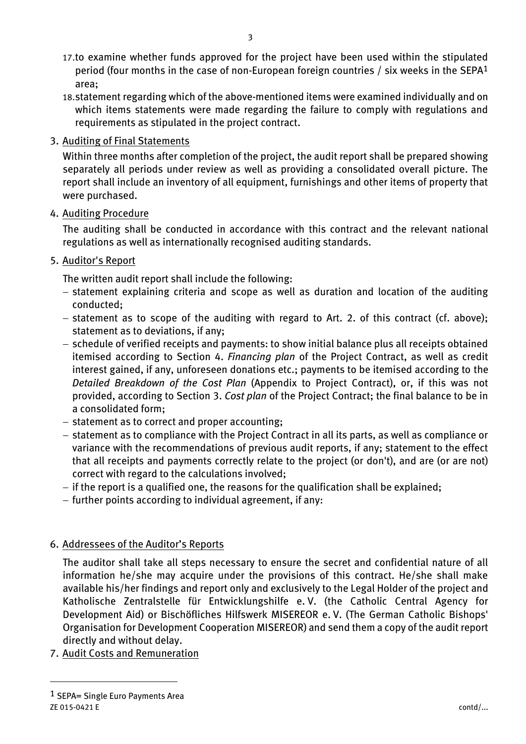17. to examine whether funds approved for the project have been used within the stipulated period (four months in the case of non-European foreign countries / six weeks in the SEPA[1] area;
18. statement regarding which of the above-mentioned items were examined individually and on which items statements were made regarding the failure to comply with regulations and requirements as stipulated in the project contract.

3. Auditing of Final Statements

Within three months after completion of the project, the audit report shall be prepared showing separately all periods under review as well as providing a consolidated overall picture. The report shall include an inventory of all equipment, furnishings and other items of property that were purchased.

4. Auditing Procedure

The auditing shall be conducted in accordance with this contract and the relevant national regulations as well as internationally recognised auditing standards.

5. Auditor's Report

The written audit report shall include the following:

- statement explaining criteria and scope as well as duration and location of the auditing conducted;
- statement as to scope of the auditing with regard to Art. 2. of this contract (cf. above); statement as to deviations, if any;
- schedule of verified receipts and payments: to show initial balance plus all receipts obtained itemised according to Section 4. *Financing plan* of the Project Contract, as well as credit interest gained, if any, unforeseen donations etc.; payments to be itemised according to the *Detailed Breakdown of the Cost Plan* (Appendix to Project Contract), or, if this was not provided, according to Section 3. *Cost plan* of the Project Contract; the final balance to be in a consolidated form;
- statement as to correct and proper accounting;
- statement as to compliance with the Project Contract in all its parts, as well as compliance or variance with the recommendations of previous audit reports, if any; statement to the effect that all receipts and payments correctly relate to the project (or don't), and are (or are not) correct with regard to the calculations involved;
- if the report is a qualified one, the reasons for the qualification shall be explained;
- further points according to individual agreement, if any:

6. Addressees of the Auditor's Reports

The auditor shall take all steps necessary to ensure the secret and confidential nature of all information he/she may acquire under the provisions of this contract. He/she shall make available his/her findings and report only and exclusively to the Legal Holder of the project and Katholische Zentralstelle für Entwicklungshilfe e. V. (the Catholic Central Agency for Development Aid) or Bischöfliches Hilfswerk MISEREOR e. V. (The German Catholic Bishops' Organisation for Development Cooperation MISEREOR) and send them a copy of the audit report directly and without delay.

7. Audit Costs and Remuneration

[1] SEPA= Single Euro Payments Area

ZE 015-0421 E contd/...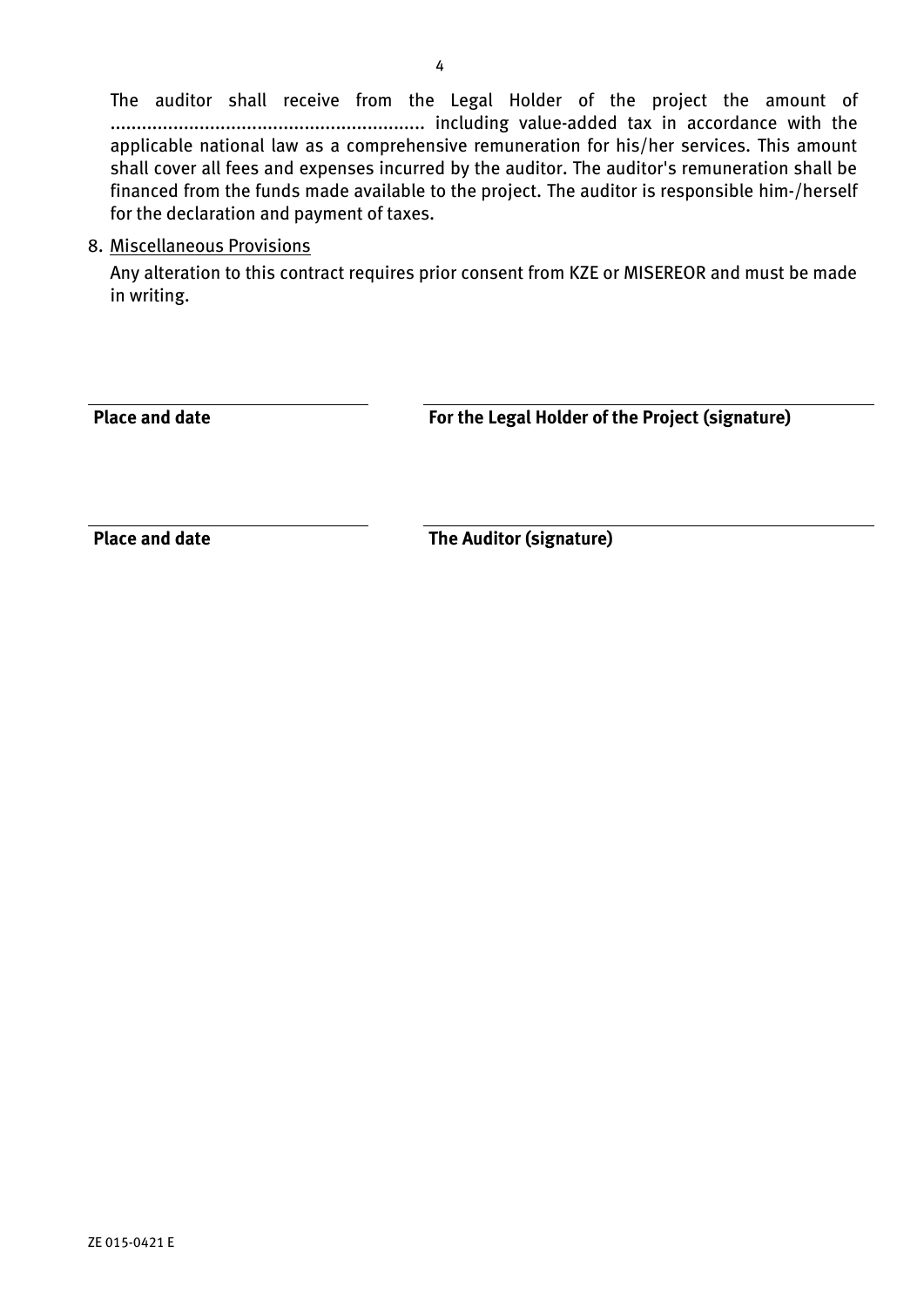The auditor shall receive from the Legal Holder of the project the amount of ........................................................... including value-added tax in accordance with the applicable national law as a comprehensive remuneration for his/her services. This amount shall cover all fees and expenses incurred by the auditor. The auditor's remuneration shall be financed from the funds made available to the project. The auditor is responsible him-/herself for the declaration and payment of taxes.

8. Miscellaneous Provisions

   Any alteration to this contract requires prior consent from KZE or MISEREOR and must be made in writing.

| | |
|---|---|
| **Place and date** | **For the Legal Holder of the Project (signature)** |
| **Place and date** | **The Auditor (signature)** |

ZE 015-0421 E